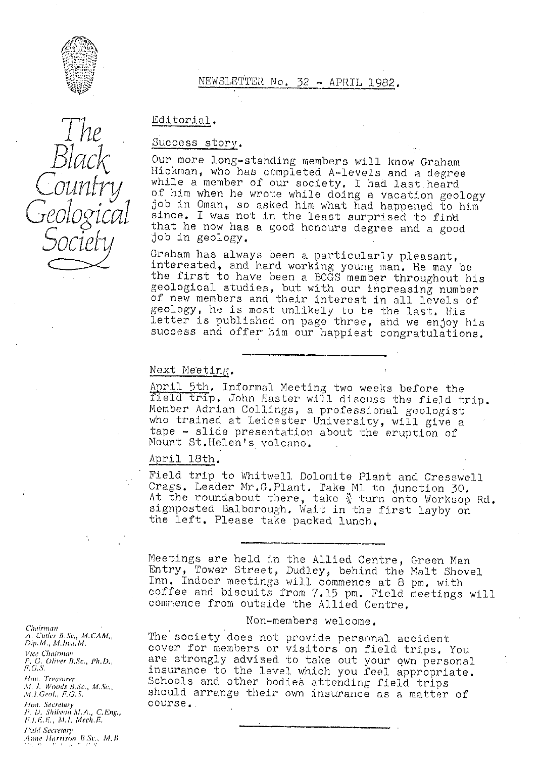# The Black Country Geological Society

NEWSLETTER No. 32 - APRIL 1982.

## Editorial.

### Success story.

Our more long-standing members will know Graham Hickman, who has completed A-levels and a degree while a member of our society. I had last heard of him when he wrote while doing a vacation geology job in Oman, so asked him what had happened to him since. I was not in the least surprised to find that he now has a good honours degree and a good job in geology.

Graham has always been a particularly pleasant, interested, and hard working young man. He may be the first to have been a BCGS member throughout his geological studies, but with our increasing number of new members and their interest in all levels of geology, he is most unlikely to be the last. His letter is published on page three, and we enjoy his success and offer him our happiest congratulations.

---

## Next Meeting.

April 5th. Informal Meeting two weeks before the field trip. John Easter will discuss the field trip. Member Adrian Collings, a professional geologist who trained at Leicester University, will give a tape - slide presentation about the eruption of Mount St.Helen's volcano.

April 18th.

Field trip to Whitwell Dolomite Plant and Cresswell Crags. Leader Mr.G.Plant. Take M1 to junction 30. At the roundabout there, take ¾ turn onto Worksop Rd. signposted Balborough. Wait in the first layby on the left. Please take packed lunch.

---

Meetings are held in the Allied Centre, Green Man Entry, Tower Street, Dudley, behind the Malt Shovel Inn. Indoor meetings will commence at 8 pm. with coffee and biscuits from 7.15 pm. Field meetings will commence from outside the Allied Centre.

Non-members welcome.

The society does not provide personal accident cover for members or visitors on field trips. You are strongly advised to take out your own personal insurance to the level which you feel appropriate. Schools and other bodies attending field trips should arrange their own insurance as a matter of course.

---

*Chairman*
A. Cutler B.Sc., M.CAM., Dip.M., M.Inst.M.

*Vice Chairman*
P. G. Oliver B.Sc., Ph.D., F.G.S.

*Hon. Treasurer*
M. J. Woods B.Sc., M.Sc., M.I.Geol., F.G.S.

*Hon. Secretary*
P. D. Shilston M.A., C.Eng., F.I.E.E., M.I. Mech.E.

*Field Secretary*
Anne Harrison B.Sc., M.B.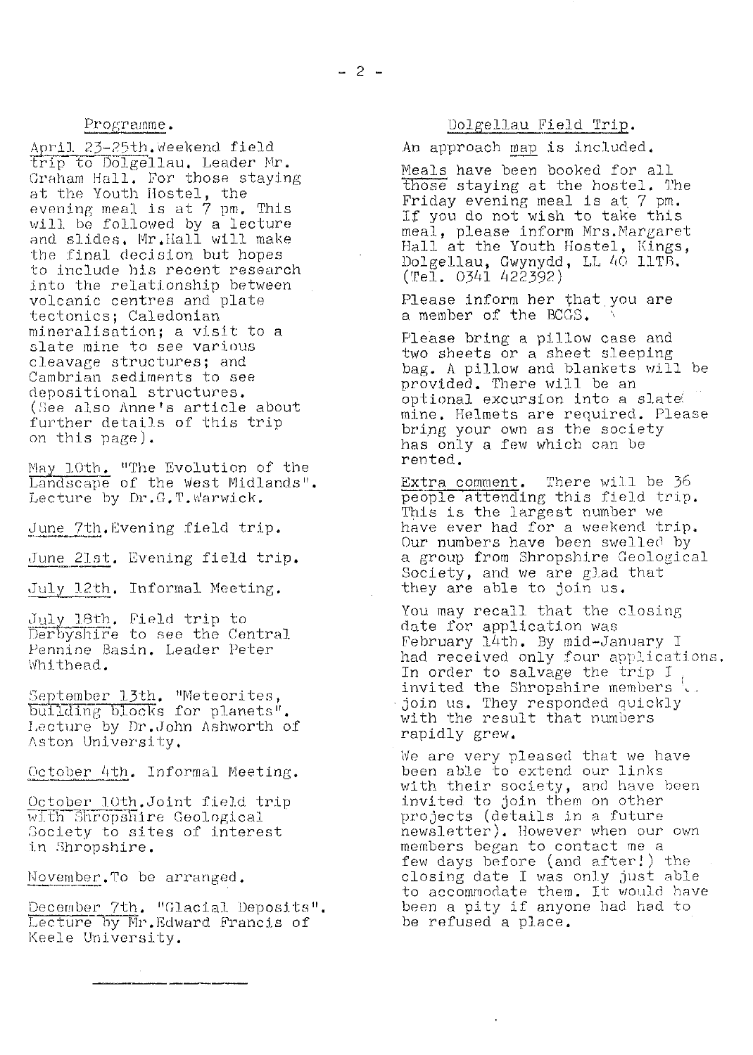## Programme.

April 23-25th. Weekend field trip to Dolgellau. Leader Mr. Graham Hall. For those staying at the Youth Hostel, the evening meal is at 7 pm. This will be followed by a lecture and slides. Mr. Hall will make the final decision but hopes to include his recent research into the relationship between volcanic centres and plate tectonics; Caledonian mineralisation; a visit to a slate mine to see various cleavage structures; and Cambrian sediments to see depositional structures. (See also Anne's article about further details of this trip on this page).

May 10th. "The Evolution of the Landscape of the West Midlands". Lecture by Dr. G.T. Warwick.

June 7th. Evening field trip.

June 21st. Evening field trip.

July 12th. Informal Meeting.

July 18th. Field trip to Derbyshire to see the Central Pennine Basin. Leader Peter Whithead.

September 13th. "Meteorites, building blocks for planets". Lecture by Dr. John Ashworth of Aston University.

October 4th. Informal Meeting.

October 10th. Joint field trip with Shropshire Geological Society to sites of interest in Shropshire.

November. To be arranged.

December 7th. "Glacial Deposits". Lecture by Mr. Edward Francis of Keele University.

## Dolgellau Field Trip.

An approach map is included.

Meals have been booked for all those staying at the hostel. The Friday evening meal is at 7 pm. If you do not wish to take this meal, please inform Mrs. Margaret Hall at the Youth Hostel, Kings, Dolgellau, Gwynydd, LL 40 1LTB. (Tel. 0341 422392)

Please inform her that you are a member of the BCGS.

Please bring a pillow case and two sheets or a sheet sleeping bag. A pillow and blankets will be provided. There will be an optional excursion into a slate mine. Helmets are required. Please bring your own as the society has only a few which can be rented.

Extra comment. There will be 36 people attending this field trip. This is the largest number we have ever had for a weekend trip. Our numbers have been swelled by a group from Shropshire Geological Society, and we are glad that they are able to join us.

You may recall that the closing date for application was February 14th. By mid-January I had received only four applications. In order to salvage the trip I invited the Shropshire members to join us. They responded quickly with the result that numbers rapidly grew.

We are very pleased that we have been able to extend our links with their society, and have been invited to join them on other projects (details in a future newsletter). However when our own members began to contact me a few days before (and after!) the closing date I was only just able to accommodate them. It would have been a pity if anyone had had to be refused a place.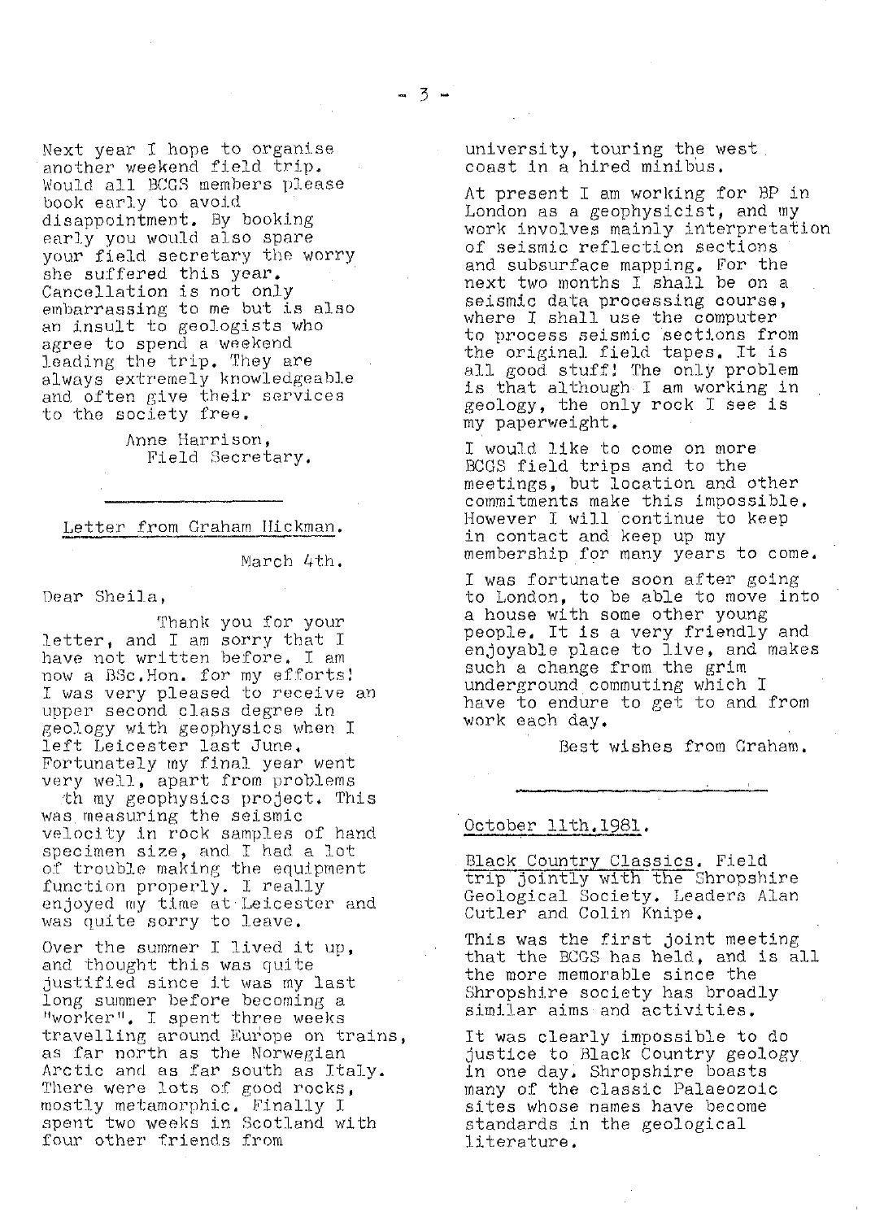Next year I hope to organise another weekend field trip. Would all BCGS members please book early to avoid disappointment. By booking early you would also spare your field secretary the worry she suffered this year. Cancellation is not only embarrassing to me but is also an insult to geologists who agree to spend a weekend leading the trip. They are always extremely knowledgeable and often give their services to the society free.

Anne Harrison,
Field Secretary.

---

Letter from Graham Hickman.

March 4th.

Dear Sheila,

Thank you for your letter, and I am sorry that I have not written before. I am now a BSc.Hon. for my efforts! I was very pleased to receive an upper second class degree in geology with geophysics when I left Leicester last June. Fortunately my final year went very well, apart from problems th my geophysics project. This was measuring the seismic velocity in rock samples of hand specimen size, and I had a lot of trouble making the equipment function properly. I really enjoyed my time at Leicester and was quite sorry to leave.

Over the summer I lived it up, and thought this was quite justified since it was my last long summer before becoming a "worker". I spent three weeks travelling around Europe on trains, as far north as the Norwegian Arctic and as far south as Italy. There were lots of good rocks, mostly metamorphic. Finally I spent two weeks in Scotland with four other friends from university, touring the west coast in a hired minibus.

At present I am working for BP in London as a geophysicist, and my work involves mainly interpretation of seismic reflection sections and subsurface mapping. For the next two months I shall be on a seismic data processing course, where I shall use the computer to process seismic sections from the original field tapes. It is all good stuff! The only problem is that although I am working in geology, the only rock I see is my paperweight.

I would like to come on more BCGS field trips and to the meetings, but location and other commitments make this impossible. However I will continue to keep in contact and keep up my membership for many years to come.

I was fortunate soon after going to London, to be able to move into a house with some other young people. It is a very friendly and enjoyable place to live, and makes such a change from the grim underground commuting which I have to endure to get to and from work each day.

Best wishes from Graham.

---

October 11th, 1981.

Black Country Classics. Field trip jointly with the Shropshire Geological Society. Leaders Alan Cutler and Colin Knipe.

This was the first joint meeting that the BCGS has held, and is all the more memorable since the Shropshire society has broadly similar aims and activities.

It was clearly impossible to do justice to Black Country geology in one day. Shropshire boasts many of the classic Palaeozoic sites whose names have become standards in the geological literature.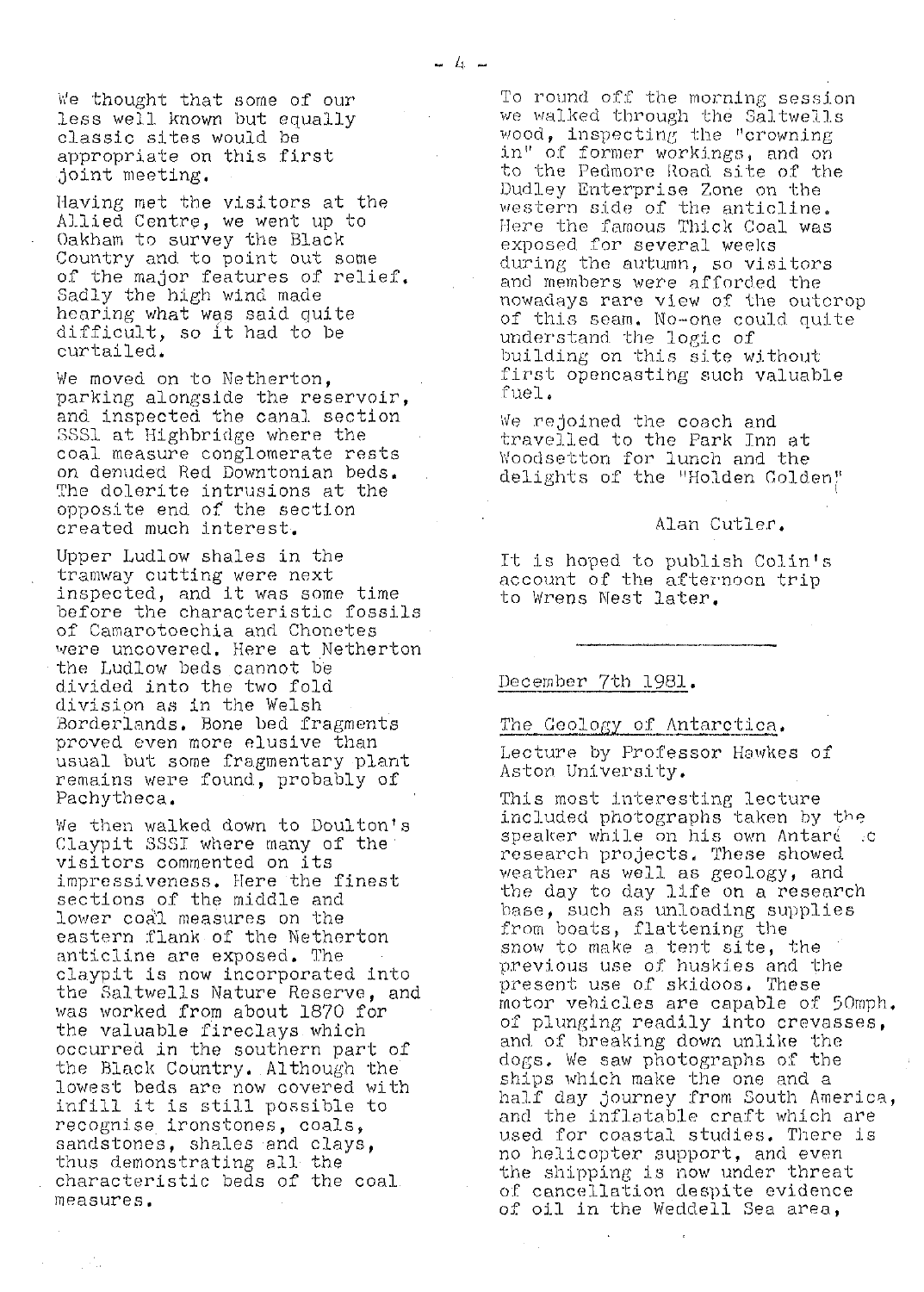We thought that some of our less well known but equally classic sites would be appropriate on this first joint meeting.

Having met the visitors at the Allied Centre, we went up to Oakham to survey the Black Country and to point out some of the major features of relief. Sadly the high wind made hearing what was said quite difficult, so it had to be curtailed.

We moved on to Netherton, parking alongside the reservoir, and inspected the canal section SSSI at Highbridge where the coal measure conglomerate rests on denuded Red Downtonian beds. The dolerite intrusions at the opposite end of the section created much interest.

Upper Ludlow shales in the tramway cutting were next inspected, and it was some time before the characteristic fossils of Camarotoechia and Chonetes were uncovered. Here at Netherton the Ludlow beds cannot be divided into the two fold division as in the Welsh Borderlands. Bone bed fragments proved even more elusive than usual but some fragmentary plant remains were found, probably of Pachytheca.

We then walked down to Doulton's Claypit SSSI where many of the visitors commented on its impressiveness. Here the finest sections of the middle and lower coal measures on the eastern flank of the Netherton anticline are exposed. The claypit is now incorporated into the Saltwells Nature Reserve, and was worked from about 1870 for the valuable fireclays which occurred in the southern part of the Black Country. Although the lowest beds are now covered with infill it is still possible to recognise ironstones, coals, sandstones, shales and clays, thus demonstrating all the characteristic beds of the coal measures.

To round off the morning session we walked through the Saltwells wood, inspecting the "crowning in" of former workings, and on to the Pedmore Road site of the Dudley Enterprise Zone on the western side of the anticline. Here the famous Thick Coal was exposed for several weeks during the autumn, so visitors and members were afforded the nowadays rare view of the outcrop of this seam. No-one could quite understand the logic of building on this site without first opencasting such valuable fuel.

We rejoined the coach and travelled to the Park Inn at Woodsetton for lunch and the delights of the "Holden Golden".

Alan Cutler.

It is hoped to publish Colin's account of the afternoon trip to Wrens Nest later.

---

December 7th 1981.

The Geology of Antarctica.

Lecture by Professor Hawkes of Aston University.

This most interesting lecture included photographs taken by the speaker while on his own Antarctic research projects. These showed weather as well as geology, and the day to day life on a research base, such as unloading supplies from boats, flattening the snow to make a tent site, the previous use of huskies and the present use of skidoos. These motor vehicles are capable of 50mph. of plunging readily into crevasses, and of breaking down unlike the dogs. We saw photographs of the ships which make the one and a half day journey from South America, and the inflatable craft which are used for coastal studies. There is no helicopter support, and even the shipping is now under threat of cancellation despite evidence of oil in the Weddell Sea area,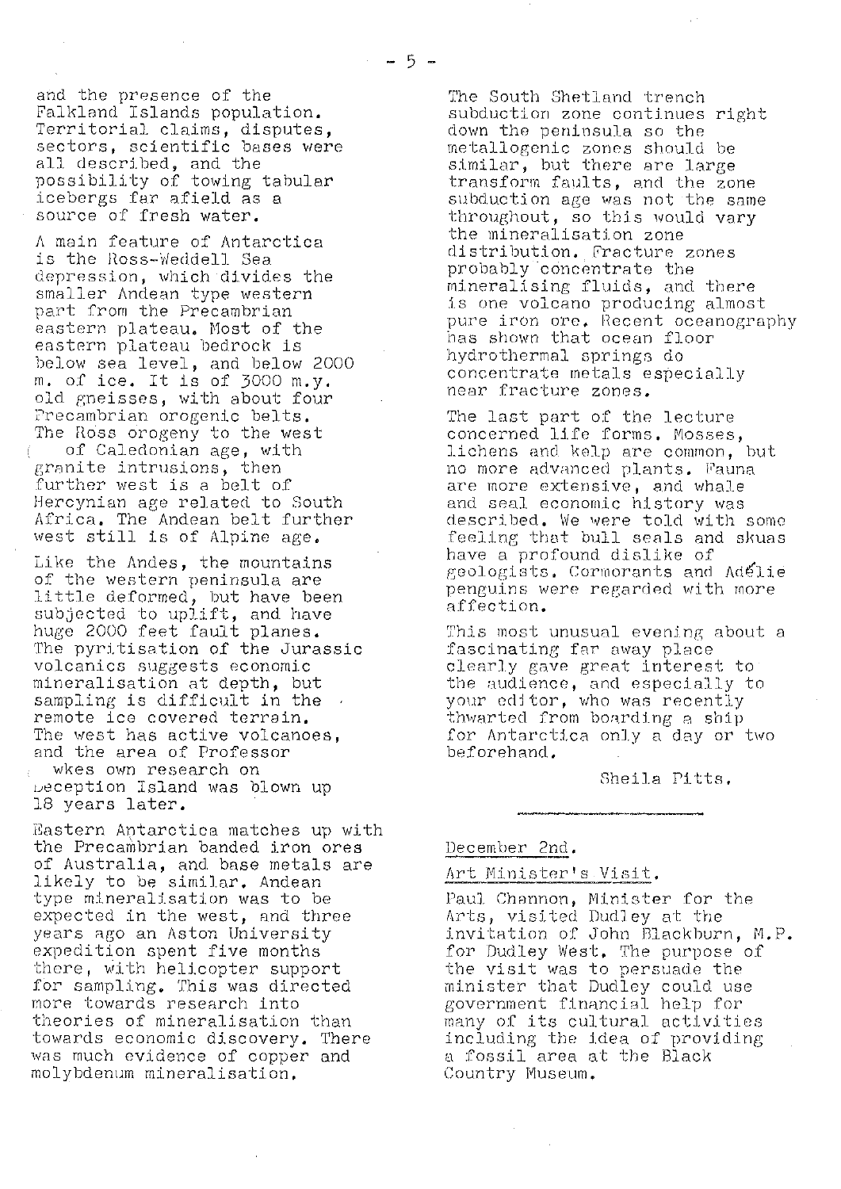and the presence of the Falkland Islands population. Territorial claims, disputes, sectors, scientific bases were all described, and the possibility of towing tabular icebergs far afield as a source of fresh water.

A main feature of Antarctica is the Ross-Weddell Sea depression, which divides the smaller Andean type western part from the Precambrian eastern plateau. Most of the eastern plateau bedrock is below sea level, and below 2000 m. of ice. It is of 3000 m.y. old gneisses, with about four Precambrian orogenic belts. The Ross orogeny to the west of Caledonian age, with granite intrusions, then further west is a belt of Hercynian age related to South Africa. The Andean belt further west still is of Alpine age.

Like the Andes, the mountains of the western peninsula are little deformed, but have been subjected to uplift, and have huge 2000 feet fault planes. The pyritisation of the Jurassic volcanics suggests economic mineralisation at depth, but sampling is difficult in the remote ice covered terrain. The west has active volcanoes, and the area of Professor wkes own research on Deception Island was blown up 18 years later.

Eastern Antarctica matches up with the Precambrian banded iron ores of Australia, and base metals are likely to be similar. Andean type mineralisation was to be expected in the west, and three years ago an Aston University expedition spent five months there, with helicopter support for sampling. This was directed more towards research into theories of mineralisation than towards economic discovery. There was much evidence of copper and molybdenum mineralisation.

The South Shetland trench subduction zone continues right down the peninsula so the metallogenic zones should be similar, but there are large transform faults, and the zone subduction age was not the same throughout, so this would vary the mineralisation zone distribution. Fracture zones probably concentrate the mineralising fluids, and there is one volcano producing almost pure iron ore. Recent oceanography has shown that ocean floor hydrothermal springs do concentrate metals especially near fracture zones.

The last part of the lecture concerned life forms. Mosses, lichens and kelp are common, but no more advanced plants. Fauna are more extensive, and whale and seal economic history was described. We were told with some feeling that bull seals and skuas have a profound dislike of geologists. Cormorants and Adélie penguins were regarded with more affection.

This most unusual evening about a fascinating far away place clearly gave great interest to the audience, and especially to your editor, who was recently thwarted from boarding a ship for Antarctica only a day or two beforehand.

Sheila Pitts.

---

December 2nd.

Art Minister's Visit.

Paul Channon, Minister for the Arts, visited Dudley at the invitation of John Blackburn, M.P. for Dudley West. The purpose of the visit was to persuade the minister that Dudley could use government financial help for many of its cultural activities including the idea of providing a fossil area at the Black Country Museum.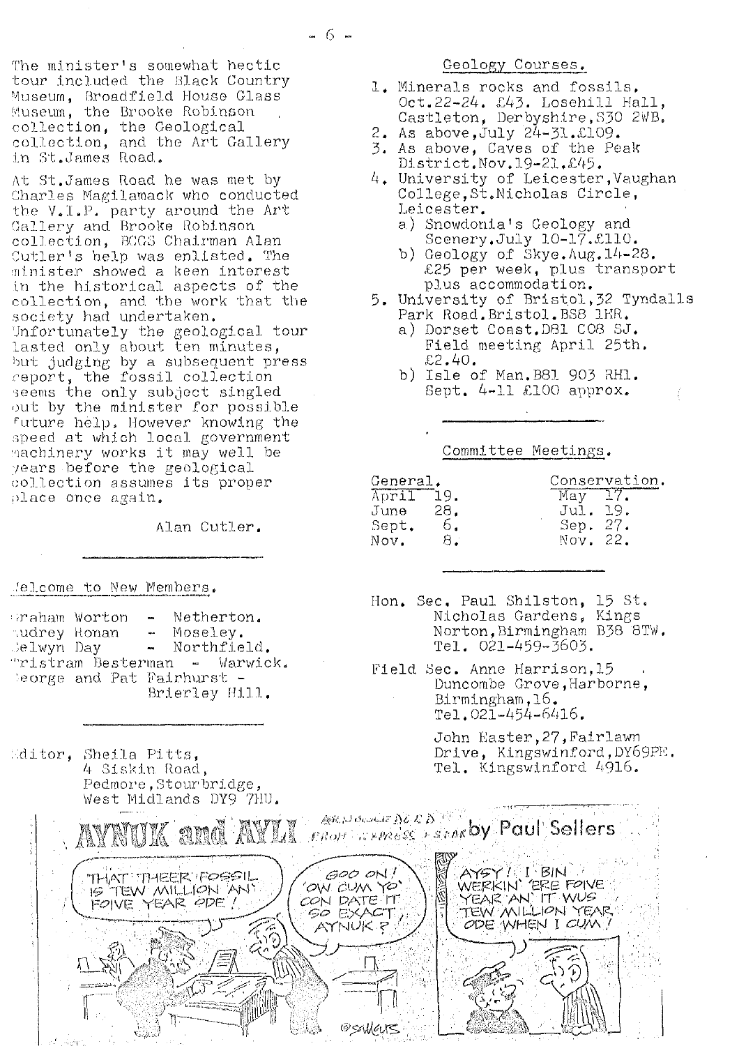The minister's somewhat hectic tour included the Black Country Museum, Broadfield House Glass Museum, the Brooke Robinson collection, the Geological collection, and the Art Gallery in St.James Road.

At St.James Road he was met by Charles Magilamack who conducted the V.I.P. party around the Art Gallery and Brooke Robinson collection, BCGS Chairman Alan Cutler's help was enlisted. The minister showed a keen interest in the historical aspects of the collection, and the work that the society had undertaken. Unfortunately the geological tour lasted only about ten minutes, but judging by a subsequent press report, the fossil collection seems the only subject singled out by the minister for possible future help. However knowing the speed at which local government machinery works it may well be years before the geological collection assumes its proper place once again.

Alan Cutler.

## Welcome to New Members.

Graham Worton - Netherton.
Audrey Honan - Moseley.
Selwyn Day - Northfield.
Tristram Besterman - Warwick.
George and Pat Fairhurst - Brierley Hill.

Editor, Sheila Pitts,
4 Siskin Road,
Pedmore, Stourbridge,
West Midlands DY9 7HU.

## Geology Courses.

1. Minerals rocks and fossils. Oct.22-24. £43. Losehill Hall, Castleton, Derbyshire, S30 2WB.
2. As above, July 24-31. £109.
3. As above, Caves of the Peak District. Nov.19-21. £45.
4. University of Leicester, Vaughan College, St.Nicholas Circle, Leicester.
   a) Snowdonia's Geology and Scenery. July 10-17. £110.
   b) Geology of Skye. Aug.14-28. £25 per week, plus transport plus accommodation.
5. University of Bristol, 32 Tyndalls Park Road. Bristol. BS8 1HR.
   a) Dorset Coast. D81 C08 SJ. Field meeting April 25th. £2.40.
   b) Isle of Man. B81 903 RH1. Sept. 4-11 £100 approx.

## Committee Meetings.

| General. | Conservation. |
|---|---|
| April 19. | May 17. |
| June 28. | Jul. 19. |
| Sept. 6. | Sep. 27. |
| Nov. 8. | Nov. 22. |

Hon. Sec. Paul Shilston, 15 St. Nicholas Gardens, Kings Norton, Birmingham B38 8TW. Tel. 021-459-3603.

Field Sec. Anne Harrison, 15 Duncombe Grove, Harborne, Birmingham, 16. Tel. 021-454-6416.

John Easter, 27, Fairlawn Drive, Kingswinford, DY69PE. Tel. Kingswinford 4916.

AYNUK and AYLI — Acknowledged from Express & Star — by Paul Sellers

"THAT THEER FOSSIL IS TEW MILLION AN' FOIVE YEAR ODE!"

"GOO ON! 'OW CUM YO' CON DATE IT SO EXACT, AYNUK?"

"AYSY! I BIN WERKIN' 'ERE FOIVE YEAR AN' IT WUS TEW MILLION YEAR ODE WHEN I CUM!"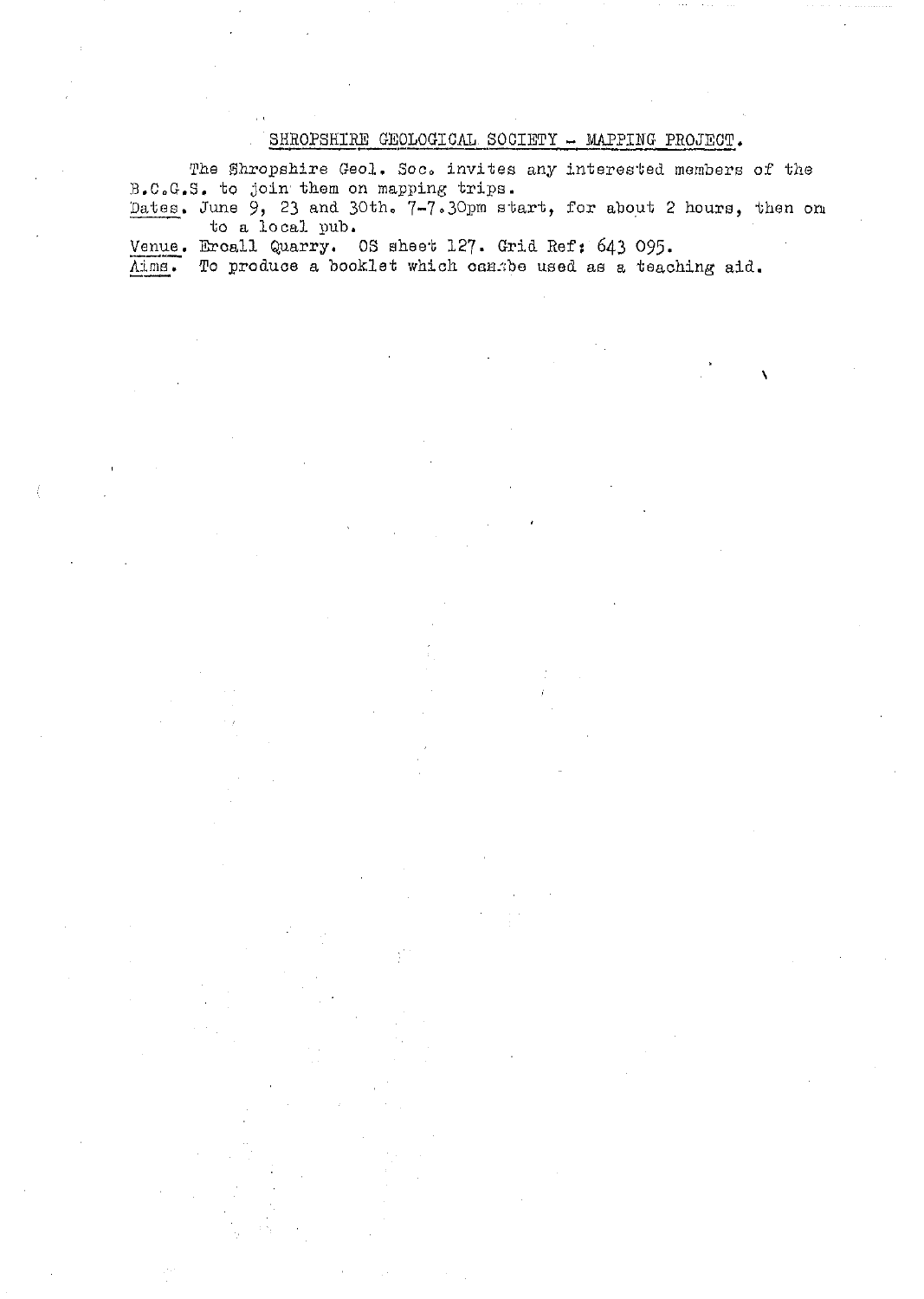## SHROPSHIRE GEOLOGICAL SOCIETY - MAPPING PROJECT.

The Shropshire Geol. Soc. invites any interested members of the B.C.G.S. to join them on mapping trips.

Dates. June 9, 23 and 30th. 7-7.30pm start, for about 2 hours, then on to a local pub.

Venue. Ercall Quarry. OS sheet 127. Grid Ref: 643 095.

Aims. To produce a booklet which can be used as a teaching aid.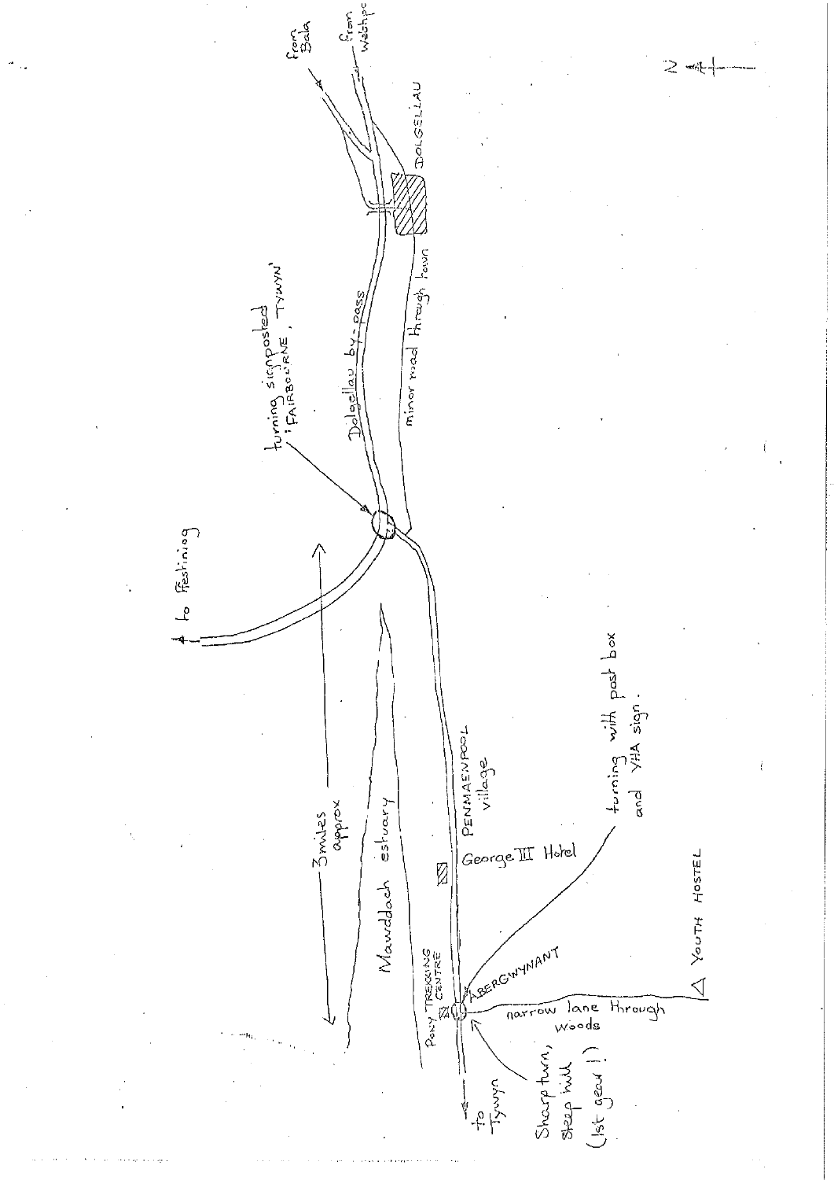from Bala

from Welshpool

N

DOLGELLAU

Dolgellau by-pass

minor road through town

turning signposted 'FAIRBOURNE, TYWYN'

to Ffestiniog

3 miles approx

Mawddach estuary

PENMAENPOOL village

George III Hotel

turning with post box and YHA sign.

PONY TREKKING CENTRE

ABERGWYNANT

narrow lane through woods

YOUTH HOSTEL

to Tywyn

Sharp turn, steep hill (1st gear!)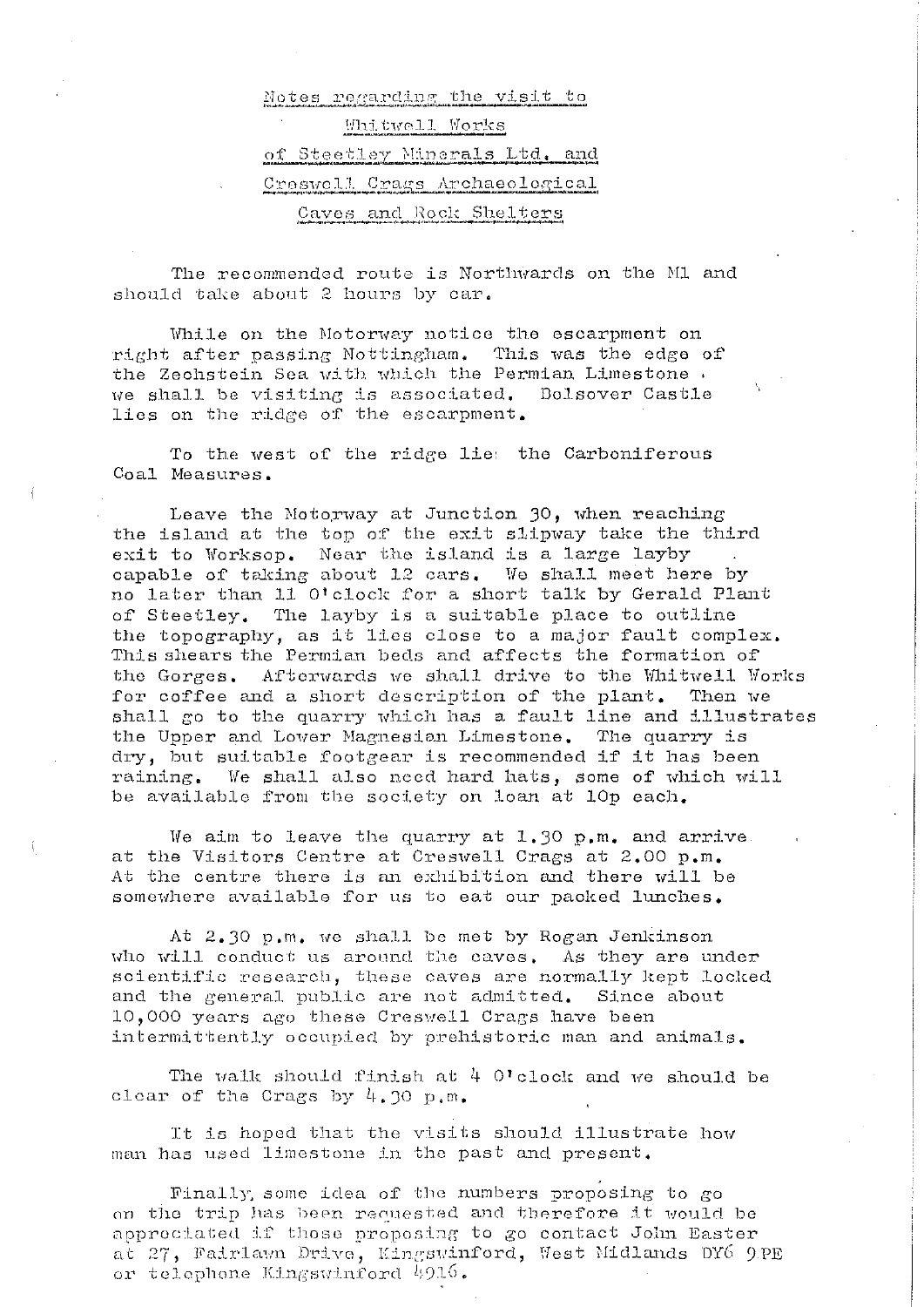Notes regarding the visit to
Whitwell Works
of Steetley Minerals Ltd. and
Creswell Crags Archaeological
Caves and Rock Shelters

The recommended route is Northwards on the M1 and should take about 2 hours by car.

While on the Motorway notice the escarpment on right after passing Nottingham. This was the edge of the Zechstein Sea with which the Permian Limestone we shall be visiting is associated. Dolsover Castle lies on the ridge of the escarpment.

To the west of the ridge lie the Carboniferous Coal Measures.

Leave the Motorway at Junction 30, when reaching the island at the top of the exit slipway take the third exit to Worksop. Near the island is a large layby capable of taking about 12 cars. We shall meet here by no later than 11 O'clock for a short talk by Gerald Plant of Steetley. The layby is a suitable place to outline the topography, as it lies close to a major fault complex. This shears the Permian beds and affects the formation of the Gorges. Afterwards we shall drive to the Whitwell Works for coffee and a short description of the plant. Then we shall go to the quarry which has a fault line and illustrates the Upper and Lower Magnesian Limestone. The quarry is dry, but suitable footgear is recommended if it has been raining. We shall also need hard hats, some of which will be available from the society on loan at 10p each.

We aim to leave the quarry at 1.30 p.m. and arrive at the Visitors Centre at Creswell Crags at 2.00 p.m. At the centre there is an exhibition and there will be somewhere available for us to eat our packed lunches.

At 2.30 p.m. we shall be met by Rogan Jenkinson who will conduct us around the caves. As they are under scientific research, these caves are normally kept locked and the general public are not admitted. Since about 10,000 years ago these Creswell Crags have been intermittently occupied by prehistoric man and animals.

The walk should finish at 4 O'clock and we should be clear of the Crags by 4.30 p.m.

It is hoped that the visits should illustrate how man has used limestone in the past and present.

Finally, some idea of the numbers proposing to go on the trip has been requested and therefore it would be appreciated if those proposing to go contact John Easter at 27, Fairlawn Drive, Kingswinford, West Midlands DY6 9PE or telephone Kingswinford 4916.